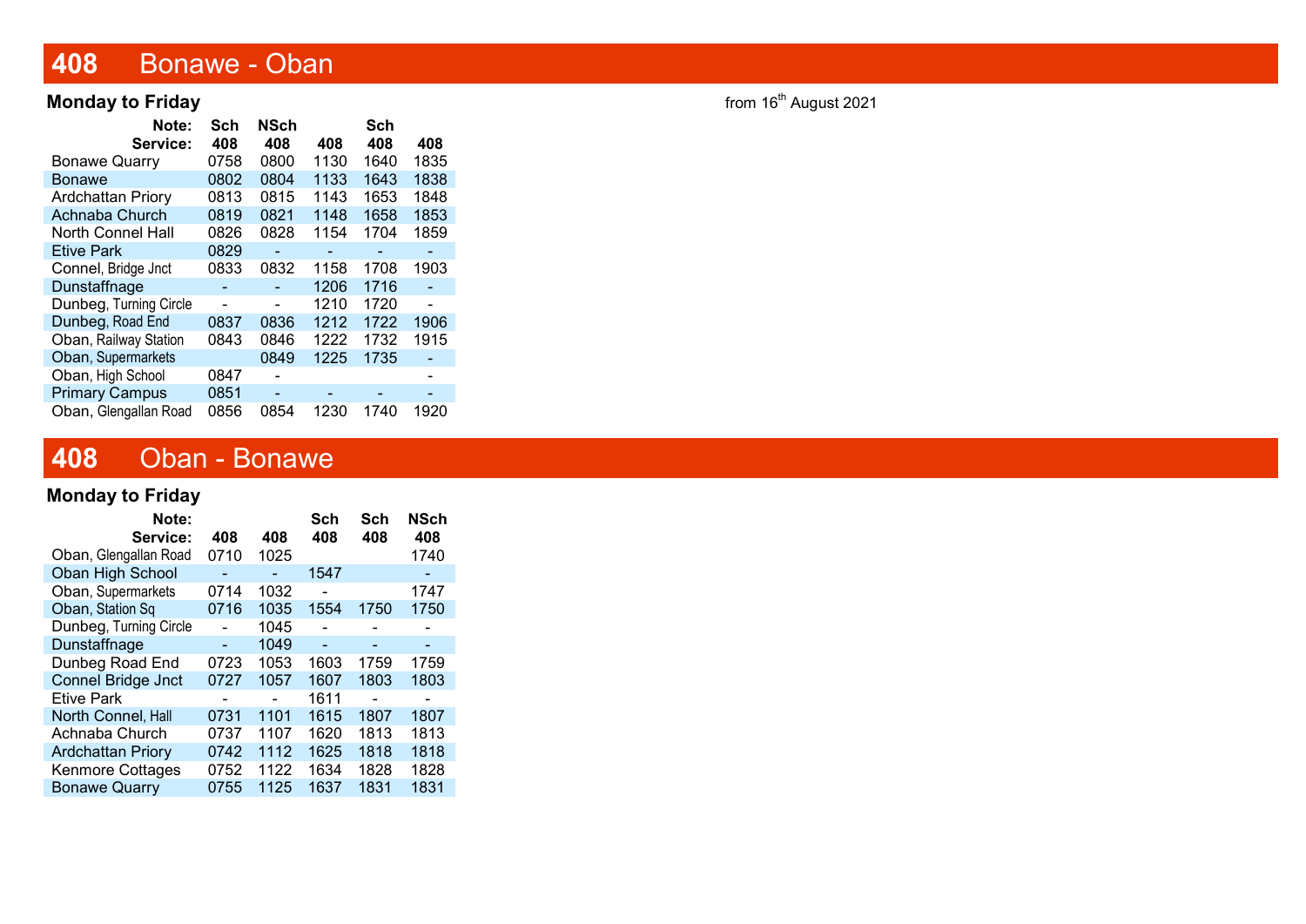# 408 Bonawe - Oban

**Monday to Friday**

from 16th August 2021

| Note: | Sch | NSch | | Sch | |
|---|---|---|---|---|---|
| **Service:** | **408** | **408** | **408** | **408** | **408** |
| Bonawe Quarry | 0758 | 0800 | 1130 | 1640 | 1835 |
| Bonawe | 0802 | 0804 | 1133 | 1643 | 1838 |
| Ardchattan Priory | 0813 | 0815 | 1143 | 1653 | 1848 |
| Achnaba Church | 0819 | 0821 | 1148 | 1658 | 1853 |
| North Connel Hall | 0826 | 0828 | 1154 | 1704 | 1859 |
| Etive Park | 0829 | - | - | - | - |
| Connel, Bridge Jnct | 0833 | 0832 | 1158 | 1708 | 1903 |
| Dunstaffnage | - | - | 1206 | 1716 | - |
| Dunbeg, Turning Circle | - | - | 1210 | 1720 | - |
| Dunbeg, Road End | 0837 | 0836 | 1212 | 1722 | 1906 |
| Oban, Railway Station | 0843 | 0846 | 1222 | 1732 | 1915 |
| Oban, Supermarkets | | 0849 | 1225 | 1735 | - |
| Oban, High School | 0847 | - | | | - |
| Primary Campus | 0851 | - | - | - | - |
| Oban, Glengallan Road | 0856 | 0854 | 1230 | 1740 | 1920 |

# 408 Oban - Bonawe

**Monday to Friday**

| Note: | | | Sch | Sch | NSch |
|---|---|---|---|---|---|
| **Service:** | **408** | **408** | **408** | **408** | **408** |
| Oban, Glengallan Road | 0710 | 1025 | | | 1740 |
| Oban High School | - | - | 1547 | | - |
| Oban, Supermarkets | 0714 | 1032 | - | | 1747 |
| Oban, Station Sq | 0716 | 1035 | 1554 | 1750 | 1750 |
| Dunbeg, Turning Circle | - | 1045 | - | - | - |
| Dunstaffnage | - | 1049 | - | - | - |
| Dunbeg Road End | 0723 | 1053 | 1603 | 1759 | 1759 |
| Connel Bridge Jnct | 0727 | 1057 | 1607 | 1803 | 1803 |
| Etive Park | - | - | 1611 | - | - |
| North Connel, Hall | 0731 | 1101 | 1615 | 1807 | 1807 |
| Achnaba Church | 0737 | 1107 | 1620 | 1813 | 1813 |
| Ardchattan Priory | 0742 | 1112 | 1625 | 1818 | 1818 |
| Kenmore Cottages | 0752 | 1122 | 1634 | 1828 | 1828 |
| Bonawe Quarry | 0755 | 1125 | 1637 | 1831 | 1831 |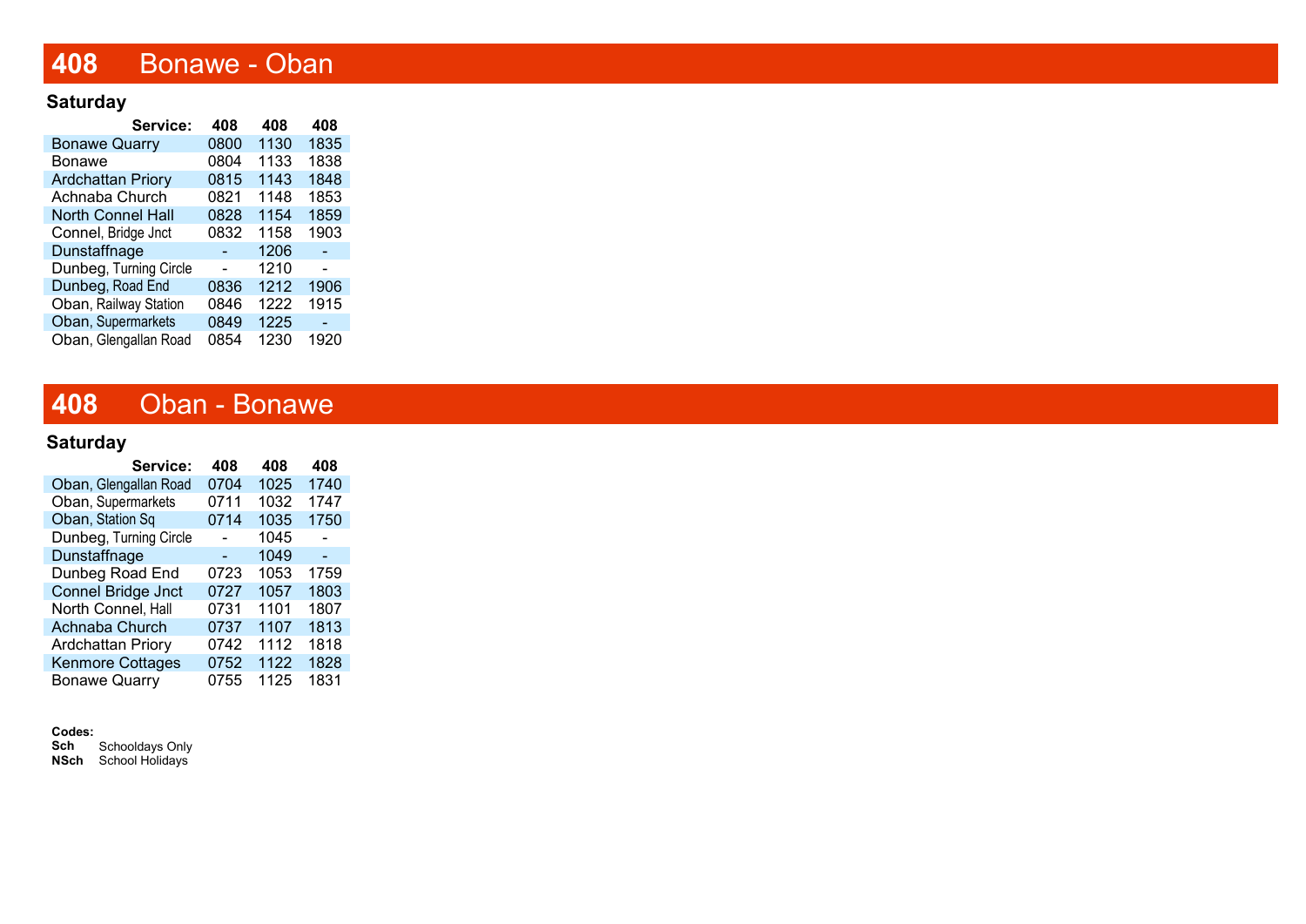# 408 Bonawe - Oban

## Saturday

| Service: | 408 | 408 | 408 |
|---|---|---|---|
| Bonawe Quarry | 0800 | 1130 | 1835 |
| Bonawe | 0804 | 1133 | 1838 |
| Ardchattan Priory | 0815 | 1143 | 1848 |
| Achnaba Church | 0821 | 1148 | 1853 |
| North Connel Hall | 0828 | 1154 | 1859 |
| Connel, Bridge Jnct | 0832 | 1158 | 1903 |
| Dunstaffnage | - | 1206 | - |
| Dunbeg, Turning Circle | - | 1210 | - |
| Dunbeg, Road End | 0836 | 1212 | 1906 |
| Oban, Railway Station | 0846 | 1222 | 1915 |
| Oban, Supermarkets | 0849 | 1225 | - |
| Oban, Glengallan Road | 0854 | 1230 | 1920 |

# 408 Oban - Bonawe

## Saturday

| Service: | 408 | 408 | 408 |
|---|---|---|---|
| Oban, Glengallan Road | 0704 | 1025 | 1740 |
| Oban, Supermarkets | 0711 | 1032 | 1747 |
| Oban, Station Sq | 0714 | 1035 | 1750 |
| Dunbeg, Turning Circle | - | 1045 | - |
| Dunstaffnage | - | 1049 | - |
| Dunbeg Road End | 0723 | 1053 | 1759 |
| Connel Bridge Jnct | 0727 | 1057 | 1803 |
| North Connel, Hall | 0731 | 1101 | 1807 |
| Achnaba Church | 0737 | 1107 | 1813 |
| Ardchattan Priory | 0742 | 1112 | 1818 |
| Kenmore Cottages | 0752 | 1122 | 1828 |
| Bonawe Quarry | 0755 | 1125 | 1831 |

**Codes:**

**Sch** Schooldays Only
**NSch** School Holidays